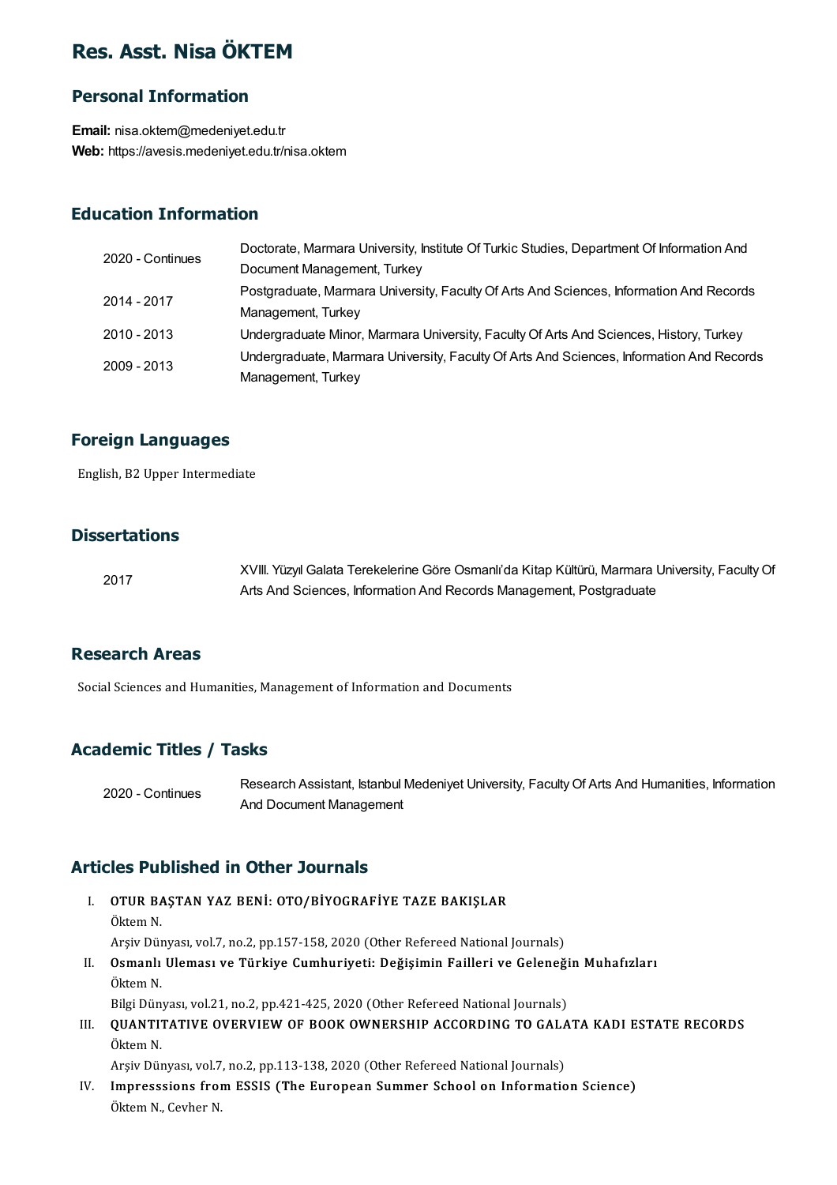# Res. Asst. Nisa ÖKTEM

## Personal Information

**Email:** nisa.oktem@medeniyet.edu.tr
**Web:** https://avesis.medeniyet.edu.tr/nisa.oktem

## Education Information

| | |
|---|---|
| 2020 - Continues | Doctorate, Marmara University, Institute Of Turkic Studies, Department Of Information And Document Management, Turkey |
| 2014 - 2017 | Postgraduate, Marmara University, Faculty Of Arts And Sciences, Information And Records Management, Turkey |
| 2010 - 2013 | Undergraduate Minor, Marmara University, Faculty Of Arts And Sciences, History, Turkey |
| 2009 - 2013 | Undergraduate, Marmara University, Faculty Of Arts And Sciences, Information And Records Management, Turkey |

## Foreign Languages

English, B2 Upper Intermediate

## Dissertations

| | |
|---|---|
| 2017 | XVIII. Yüzyıl Galata Terekelerine Göre Osmanlı'da Kitap Kültürü, Marmara University, Faculty Of Arts And Sciences, Information And Records Management, Postgraduate |

## Research Areas

Social Sciences and Humanities, Management of Information and Documents

## Academic Titles / Tasks

| | |
|---|---|
| 2020 - Continues | Research Assistant, Istanbul Medeniyet University, Faculty Of Arts And Humanities, Information And Document Management |

## Articles Published in Other Journals

I. **OTUR BAŞTAN YAZ BENİ: OTO/BİYOGRAFİYE TAZE BAKIŞLAR**
Öktem N.
Arşiv Dünyası, vol.7, no.2, pp.157-158, 2020 (Other Refereed National Journals)

II. **Osmanlı Uleması ve Türkiye Cumhuriyeti: Değişimin Failleri ve Geleneğin Muhafızları**
Öktem N.
Bilgi Dünyası, vol.21, no.2, pp.421-425, 2020 (Other Refereed National Journals)

III. **QUANTITATIVE OVERVIEW OF BOOK OWNERSHIP ACCORDING TO GALATA KADI ESTATE RECORDS**
Öktem N.
Arşiv Dünyası, vol.7, no.2, pp.113-138, 2020 (Other Refereed National Journals)

IV. **Impresssions from ESSIS (The European Summer School on Information Science)**
Öktem N., Cevher N.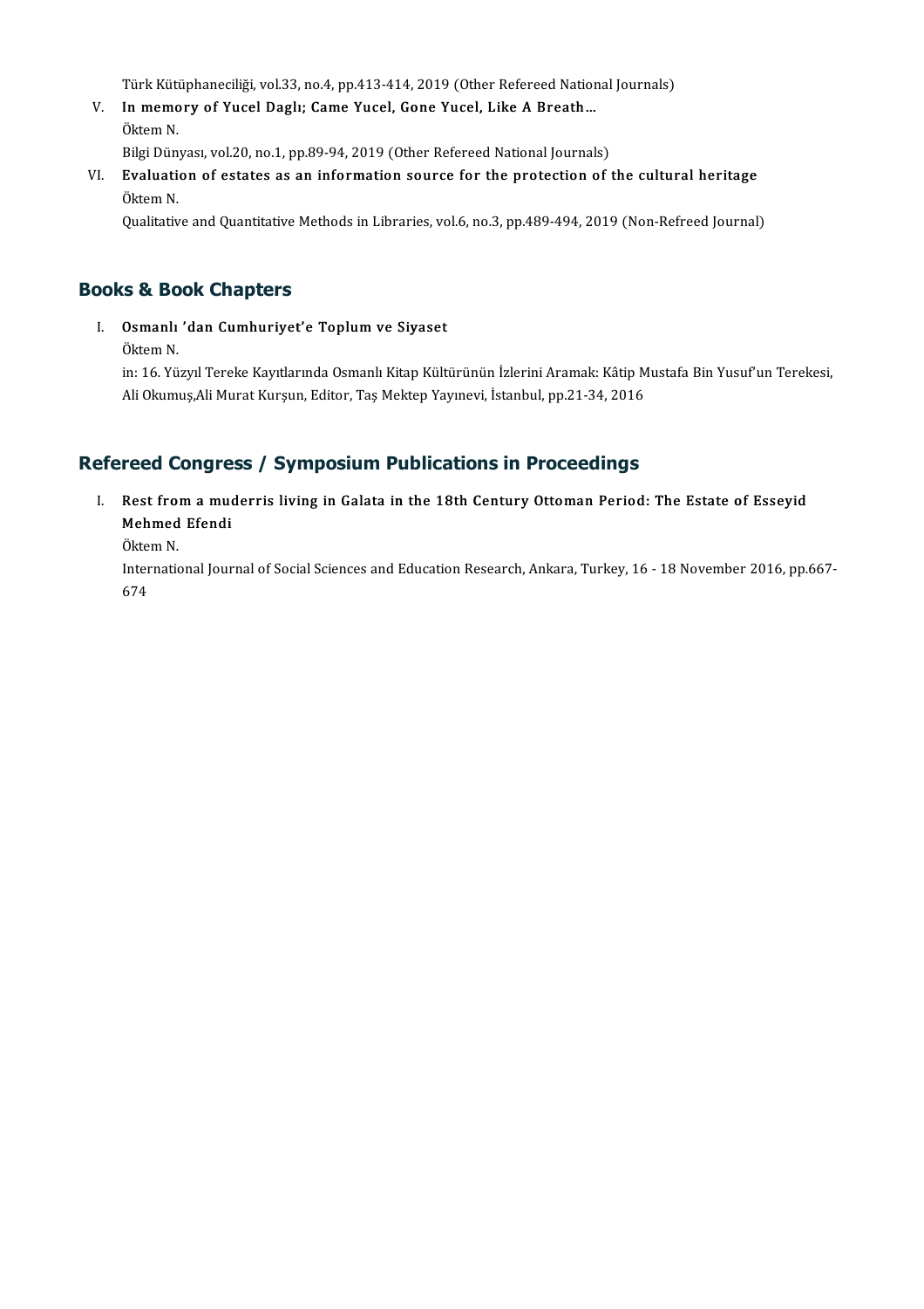Türk Kütüphaneciliği, vol.33, no.4, pp.413-414, 2019 (Other Refereed National Journals)

V. **In memory of Yucel Daglı; Came Yucel, Gone Yucel, Like A Breath…**
Öktem N.
Bilgi Dünyası, vol.20, no.1, pp.89-94, 2019 (Other Refereed National Journals)

VI. **Evaluation of estates as an information source for the protection of the cultural heritage**
Öktem N.
Qualitative and Quantitative Methods in Libraries, vol.6, no.3, pp.489-494, 2019 (Non-Refreed Journal)

## Books & Book Chapters

I. **Osmanlı 'dan Cumhuriyet'e Toplum ve Siyaset**
Öktem N.
in: 16. Yüzyıl Tereke Kayıtlarında Osmanlı Kitap Kültürünün İzlerini Aramak: Kâtip Mustafa Bin Yusuf'un Terekesi, Ali Okumuş,Ali Murat Kurşun, Editor, Taş Mektep Yayınevi, İstanbul, pp.21-34, 2016

## Refereed Congress / Symposium Publications in Proceedings

I. **Rest from a muderris living in Galata in the 18th Century Ottoman Period: The Estate of Esseyid Mehmed Efendi**
Öktem N.
International Journal of Social Sciences and Education Research, Ankara, Turkey, 16 - 18 November 2016, pp.667-674